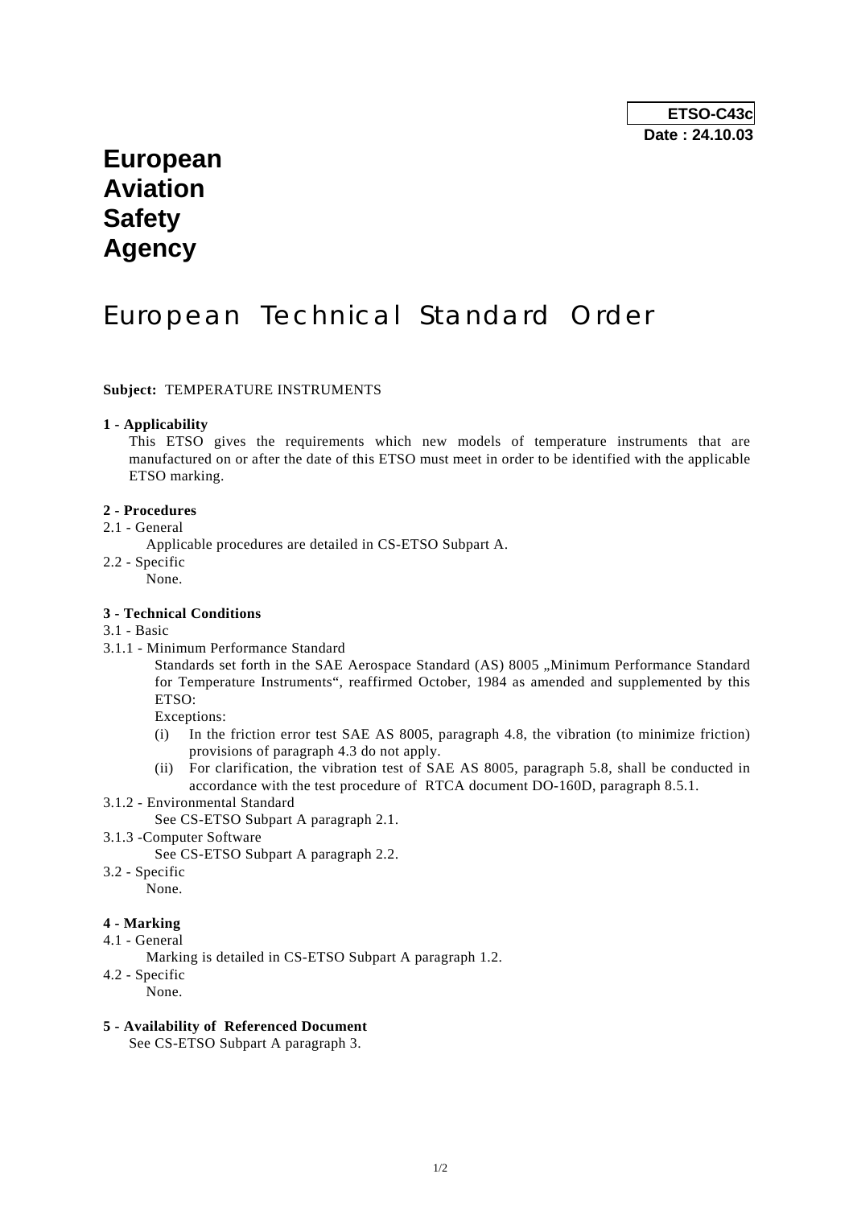**ETSO-C43c**
**Date : 24.10.03**

# European Aviation Safety Agency

# European Technical Standard Order

**Subject:** TEMPERATURE INSTRUMENTS

**1 - Applicability**

This ETSO gives the requirements which new models of temperature instruments that are manufactured on or after the date of this ETSO must meet in order to be identified with the applicable ETSO marking.

**2 - Procedures**

2.1 - General

Applicable procedures are detailed in CS-ETSO Subpart A.

2.2 - Specific

None.

**3 - Technical Conditions**

3.1 - Basic

3.1.1 - Minimum Performance Standard

Standards set forth in the SAE Aerospace Standard (AS) 8005 „Minimum Performance Standard for Temperature Instruments", reaffirmed October, 1984 as amended and supplemented by this ETSO:

Exceptions:

(i) In the friction error test SAE AS 8005, paragraph 4.8, the vibration (to minimize friction) provisions of paragraph 4.3 do not apply.

(ii) For clarification, the vibration test of SAE AS 8005, paragraph 5.8, shall be conducted in accordance with the test procedure of RTCA document DO-160D, paragraph 8.5.1.

3.1.2 - Environmental Standard

See CS-ETSO Subpart A paragraph 2.1.

3.1.3 -Computer Software

See CS-ETSO Subpart A paragraph 2.2.

3.2 - Specific

None.

**4 - Marking**

4.1 - General

Marking is detailed in CS-ETSO Subpart A paragraph 1.2.

4.2 - Specific

None.

**5 - Availability of Referenced Document**

See CS-ETSO Subpart A paragraph 3.